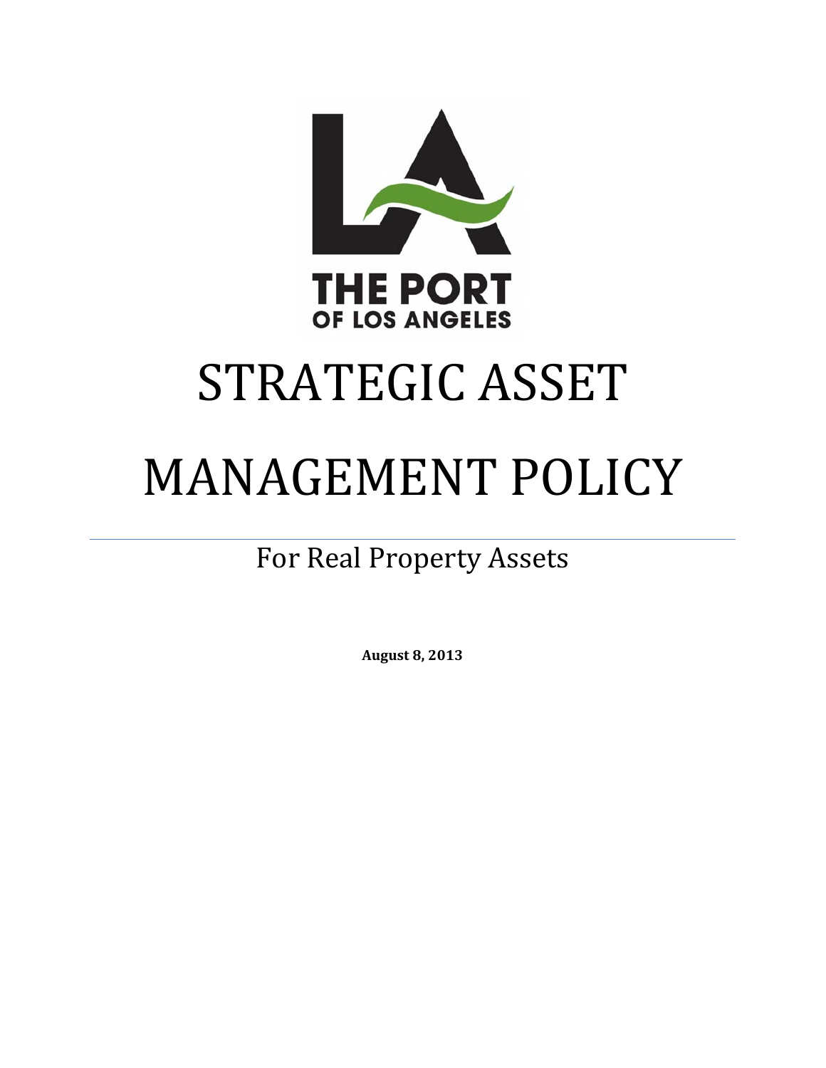THE PORT OF LOS ANGELES

# STRATEGIC ASSET MANAGEMENT POLICY

## For Real Property Assets

**August 8, 2013**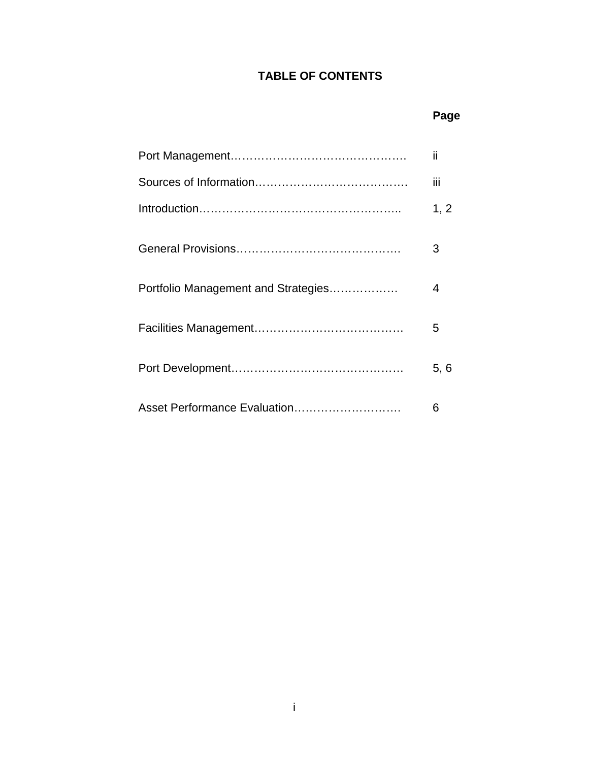# TABLE OF CONTENTS

| | Page |
|---|---|
| Port Management | ii |
| Sources of Information | iii |
| Introduction | 1, 2 |
| General Provisions | 3 |
| Portfolio Management and Strategies | 4 |
| Facilities Management | 5 |
| Port Development | 5, 6 |
| Asset Performance Evaluation | 6 |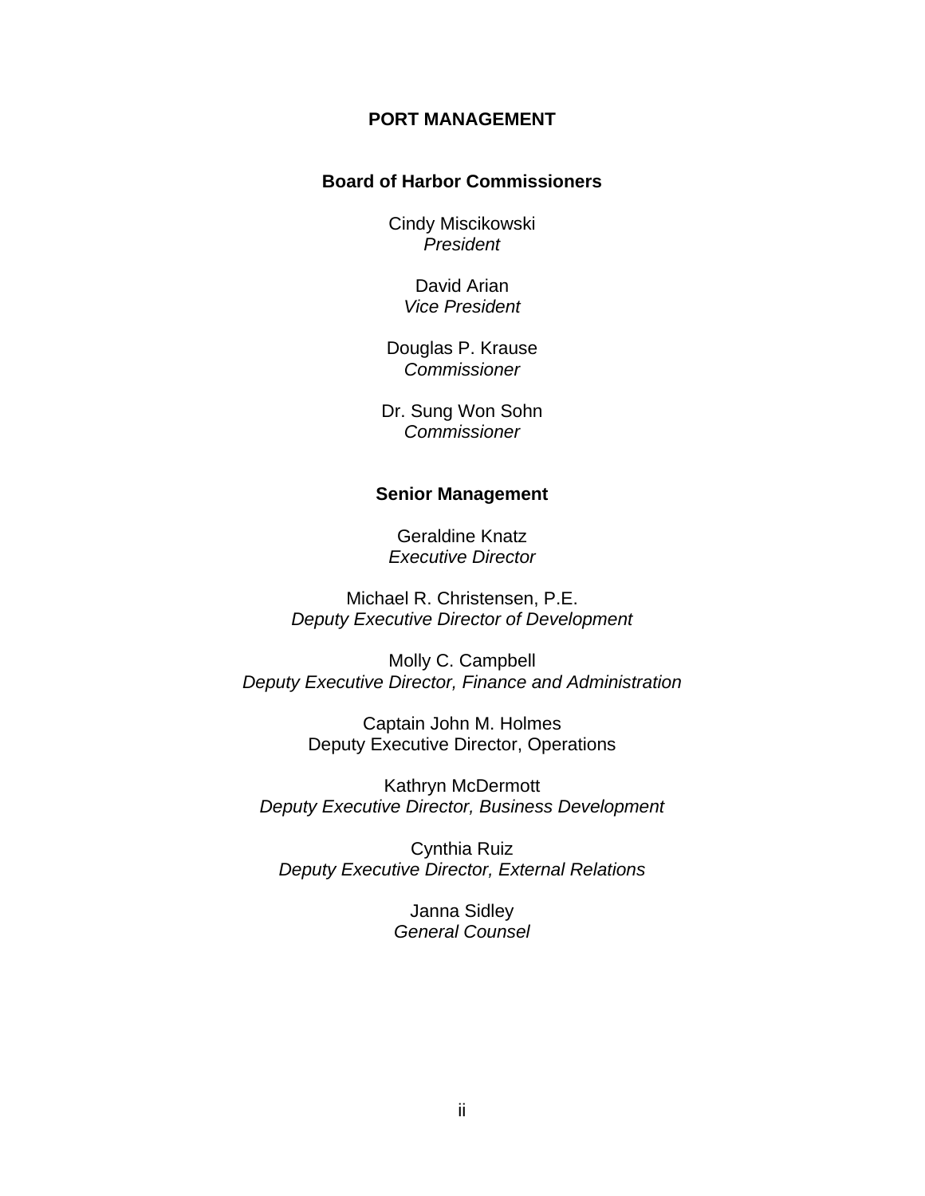# PORT MANAGEMENT

## Board of Harbor Commissioners

Cindy Miscikowski
*President*

David Arian
*Vice President*

Douglas P. Krause
*Commissioner*

Dr. Sung Won Sohn
*Commissioner*

## Senior Management

Geraldine Knatz
*Executive Director*

Michael R. Christensen, P.E.
*Deputy Executive Director of Development*

Molly C. Campbell
*Deputy Executive Director, Finance and Administration*

Captain John M. Holmes
Deputy Executive Director, Operations

Kathryn McDermott
*Deputy Executive Director, Business Development*

Cynthia Ruiz
*Deputy Executive Director, External Relations*

Janna Sidley
*General Counsel*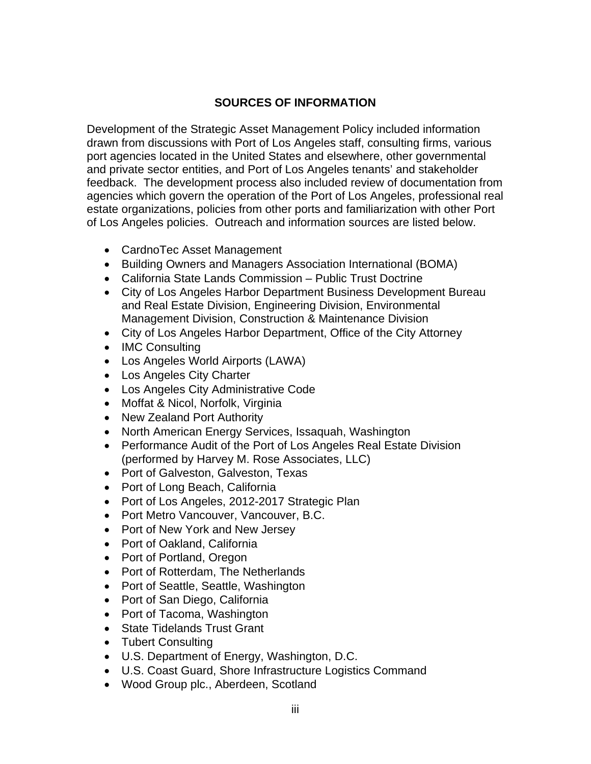## SOURCES OF INFORMATION

Development of the Strategic Asset Management Policy included information drawn from discussions with Port of Los Angeles staff, consulting firms, various port agencies located in the United States and elsewhere, other governmental and private sector entities, and Port of Los Angeles tenants' and stakeholder feedback. The development process also included review of documentation from agencies which govern the operation of the Port of Los Angeles, professional real estate organizations, policies from other ports and familiarization with other Port of Los Angeles policies. Outreach and information sources are listed below.

- CardnoTec Asset Management
- Building Owners and Managers Association International (BOMA)
- California State Lands Commission – Public Trust Doctrine
- City of Los Angeles Harbor Department Business Development Bureau and Real Estate Division, Engineering Division, Environmental Management Division, Construction & Maintenance Division
- City of Los Angeles Harbor Department, Office of the City Attorney
- IMC Consulting
- Los Angeles World Airports (LAWA)
- Los Angeles City Charter
- Los Angeles City Administrative Code
- Moffat & Nicol, Norfolk, Virginia
- New Zealand Port Authority
- North American Energy Services, Issaquah, Washington
- Performance Audit of the Port of Los Angeles Real Estate Division (performed by Harvey M. Rose Associates, LLC)
- Port of Galveston, Galveston, Texas
- Port of Long Beach, California
- Port of Los Angeles, 2012-2017 Strategic Plan
- Port Metro Vancouver, Vancouver, B.C.
- Port of New York and New Jersey
- Port of Oakland, California
- Port of Portland, Oregon
- Port of Rotterdam, The Netherlands
- Port of Seattle, Seattle, Washington
- Port of San Diego, California
- Port of Tacoma, Washington
- State Tidelands Trust Grant
- Tubert Consulting
- U.S. Department of Energy, Washington, D.C.
- U.S. Coast Guard, Shore Infrastructure Logistics Command
- Wood Group plc., Aberdeen, Scotland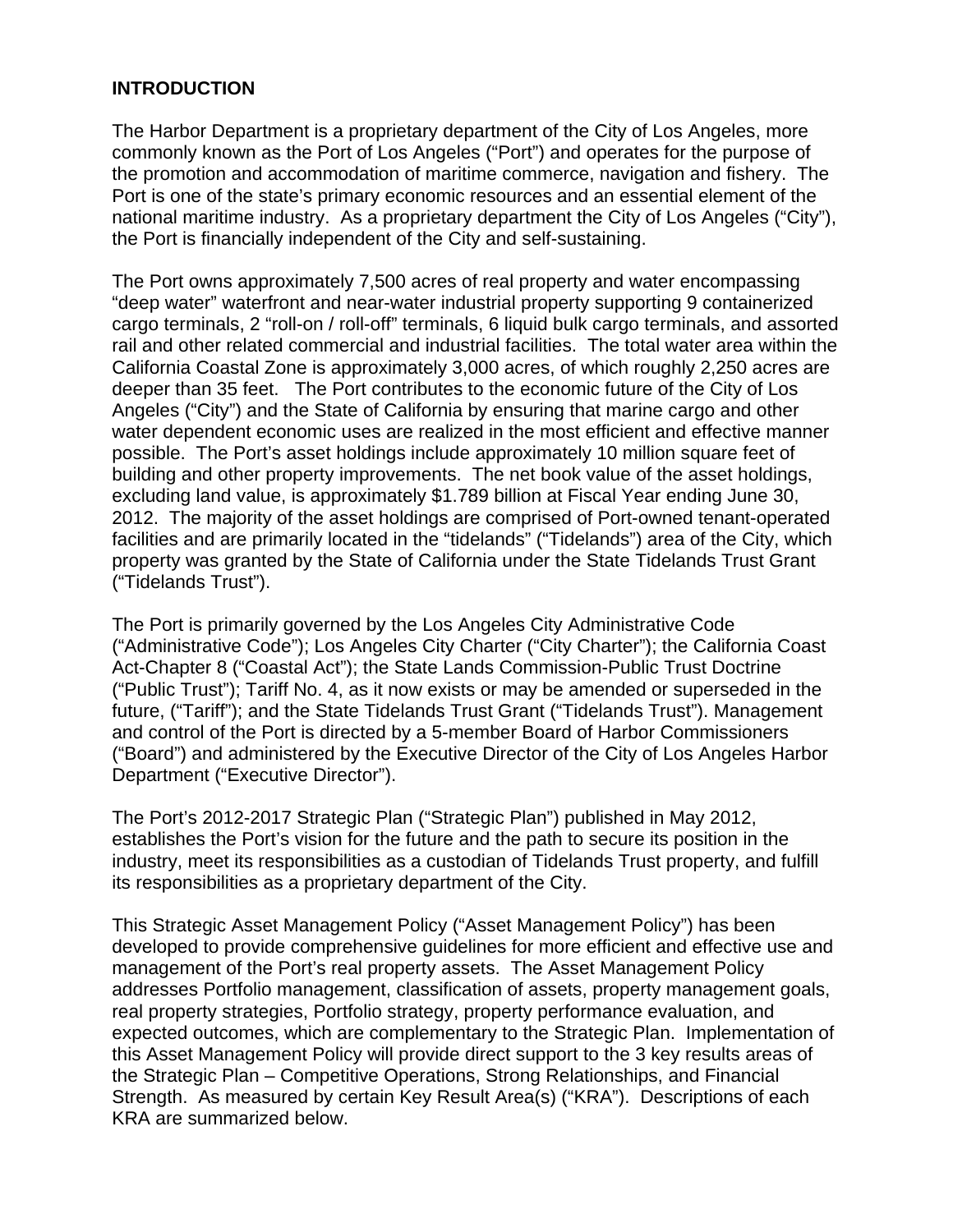**INTRODUCTION**

The Harbor Department is a proprietary department of the City of Los Angeles, more commonly known as the Port of Los Angeles ("Port") and operates for the purpose of the promotion and accommodation of maritime commerce, navigation and fishery. The Port is one of the state's primary economic resources and an essential element of the national maritime industry. As a proprietary department the City of Los Angeles ("City"), the Port is financially independent of the City and self-sustaining.

The Port owns approximately 7,500 acres of real property and water encompassing "deep water" waterfront and near-water industrial property supporting 9 containerized cargo terminals, 2 "roll-on / roll-off" terminals, 6 liquid bulk cargo terminals, and assorted rail and other related commercial and industrial facilities. The total water area within the California Coastal Zone is approximately 3,000 acres, of which roughly 2,250 acres are deeper than 35 feet. The Port contributes to the economic future of the City of Los Angeles ("City") and the State of California by ensuring that marine cargo and other water dependent economic uses are realized in the most efficient and effective manner possible. The Port's asset holdings include approximately 10 million square feet of building and other property improvements. The net book value of the asset holdings, excluding land value, is approximately $1.789 billion at Fiscal Year ending June 30, 2012. The majority of the asset holdings are comprised of Port-owned tenant-operated facilities and are primarily located in the "tidelands" ("Tidelands") area of the City, which property was granted by the State of California under the State Tidelands Trust Grant ("Tidelands Trust").

The Port is primarily governed by the Los Angeles City Administrative Code ("Administrative Code"); Los Angeles City Charter ("City Charter"); the California Coast Act-Chapter 8 ("Coastal Act"); the State Lands Commission-Public Trust Doctrine ("Public Trust"); Tariff No. 4, as it now exists or may be amended or superseded in the future, ("Tariff"); and the State Tidelands Trust Grant ("Tidelands Trust"). Management and control of the Port is directed by a 5-member Board of Harbor Commissioners ("Board") and administered by the Executive Director of the City of Los Angeles Harbor Department ("Executive Director").

The Port's 2012-2017 Strategic Plan ("Strategic Plan") published in May 2012, establishes the Port's vision for the future and the path to secure its position in the industry, meet its responsibilities as a custodian of Tidelands Trust property, and fulfill its responsibilities as a proprietary department of the City.

This Strategic Asset Management Policy ("Asset Management Policy") has been developed to provide comprehensive guidelines for more efficient and effective use and management of the Port's real property assets. The Asset Management Policy addresses Portfolio management, classification of assets, property management goals, real property strategies, Portfolio strategy, property performance evaluation, and expected outcomes, which are complementary to the Strategic Plan. Implementation of this Asset Management Policy will provide direct support to the 3 key results areas of the Strategic Plan – Competitive Operations, Strong Relationships, and Financial Strength. As measured by certain Key Result Area(s) ("KRA"). Descriptions of each KRA are summarized below.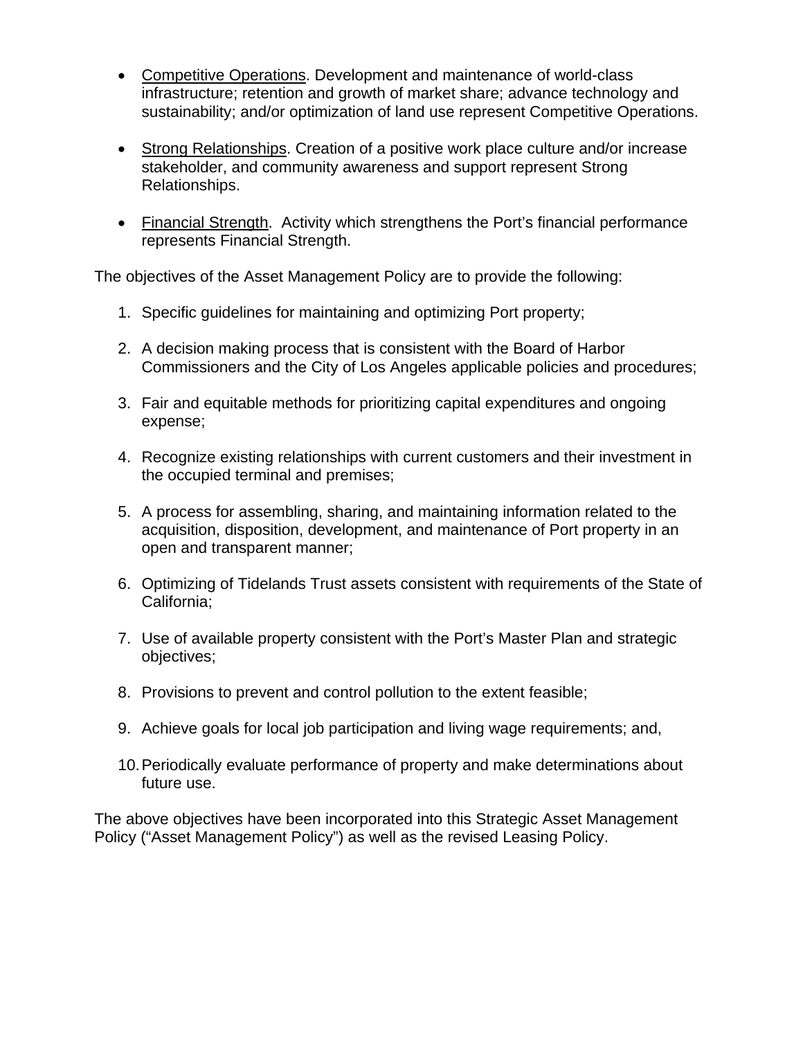- <u>Competitive Operations</u>. Development and maintenance of world-class infrastructure; retention and growth of market share; advance technology and sustainability; and/or optimization of land use represent Competitive Operations.

- <u>Strong Relationships</u>. Creation of a positive work place culture and/or increase stakeholder, and community awareness and support represent Strong Relationships.

- <u>Financial Strength</u>. Activity which strengthens the Port's financial performance represents Financial Strength.

The objectives of the Asset Management Policy are to provide the following:

1. Specific guidelines for maintaining and optimizing Port property;

2. A decision making process that is consistent with the Board of Harbor Commissioners and the City of Los Angeles applicable policies and procedures;

3. Fair and equitable methods for prioritizing capital expenditures and ongoing expense;

4. Recognize existing relationships with current customers and their investment in the occupied terminal and premises;

5. A process for assembling, sharing, and maintaining information related to the acquisition, disposition, development, and maintenance of Port property in an open and transparent manner;

6. Optimizing of Tidelands Trust assets consistent with requirements of the State of California;

7. Use of available property consistent with the Port's Master Plan and strategic objectives;

8. Provisions to prevent and control pollution to the extent feasible;

9. Achieve goals for local job participation and living wage requirements; and,

10. Periodically evaluate performance of property and make determinations about future use.

The above objectives have been incorporated into this Strategic Asset Management Policy ("Asset Management Policy") as well as the revised Leasing Policy.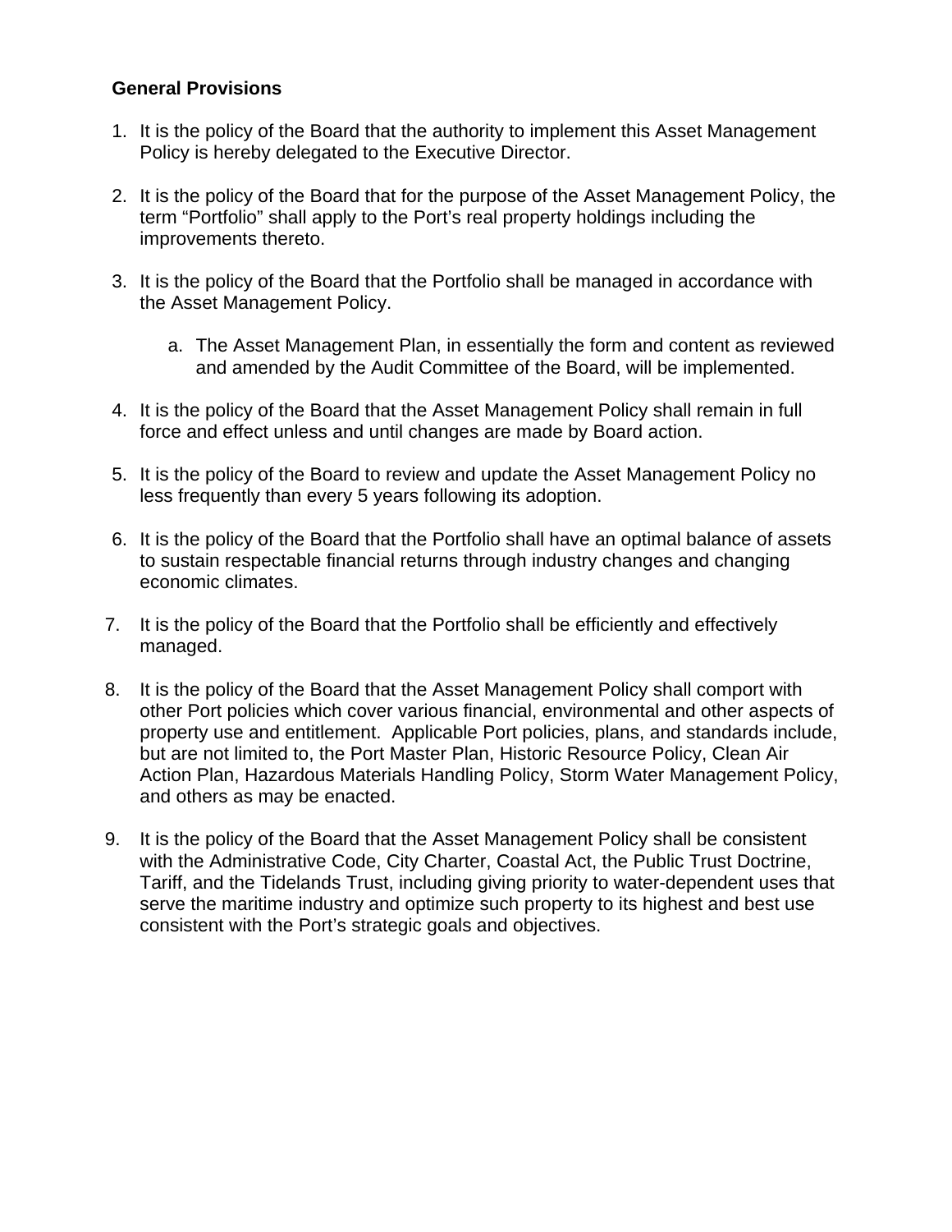### General Provisions

1. It is the policy of the Board that the authority to implement this Asset Management Policy is hereby delegated to the Executive Director.

2. It is the policy of the Board that for the purpose of the Asset Management Policy, the term "Portfolio" shall apply to the Port's real property holdings including the improvements thereto.

3. It is the policy of the Board that the Portfolio shall be managed in accordance with the Asset Management Policy.

   a. The Asset Management Plan, in essentially the form and content as reviewed and amended by the Audit Committee of the Board, will be implemented.

4. It is the policy of the Board that the Asset Management Policy shall remain in full force and effect unless and until changes are made by Board action.

5. It is the policy of the Board to review and update the Asset Management Policy no less frequently than every 5 years following its adoption.

6. It is the policy of the Board that the Portfolio shall have an optimal balance of assets to sustain respectable financial returns through industry changes and changing economic climates.

7. It is the policy of the Board that the Portfolio shall be efficiently and effectively managed.

8. It is the policy of the Board that the Asset Management Policy shall comport with other Port policies which cover various financial, environmental and other aspects of property use and entitlement. Applicable Port policies, plans, and standards include, but are not limited to, the Port Master Plan, Historic Resource Policy, Clean Air Action Plan, Hazardous Materials Handling Policy, Storm Water Management Policy, and others as may be enacted.

9. It is the policy of the Board that the Asset Management Policy shall be consistent with the Administrative Code, City Charter, Coastal Act, the Public Trust Doctrine, Tariff, and the Tidelands Trust, including giving priority to water-dependent uses that serve the maritime industry and optimize such property to its highest and best use consistent with the Port's strategic goals and objectives.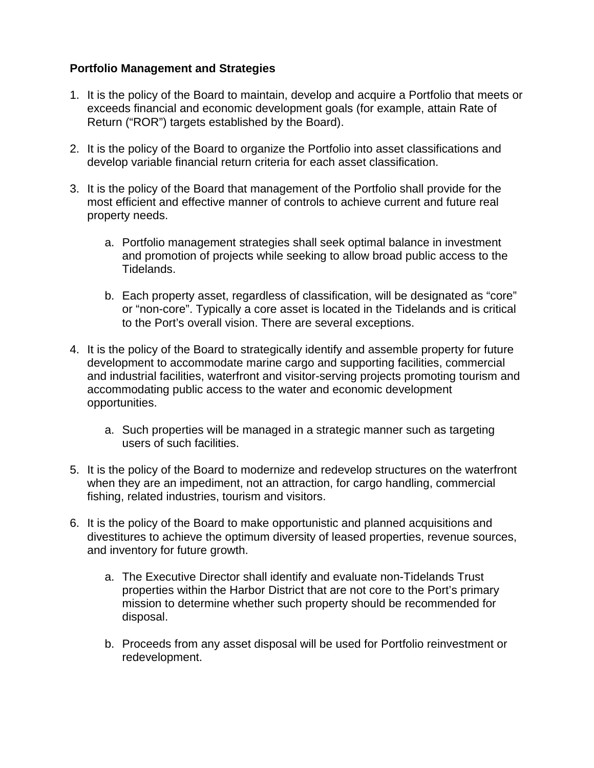**Portfolio Management and Strategies**

1. It is the policy of the Board to maintain, develop and acquire a Portfolio that meets or exceeds financial and economic development goals (for example, attain Rate of Return ("ROR") targets established by the Board).

2. It is the policy of the Board to organize the Portfolio into asset classifications and develop variable financial return criteria for each asset classification.

3. It is the policy of the Board that management of the Portfolio shall provide for the most efficient and effective manner of controls to achieve current and future real property needs.

   a. Portfolio management strategies shall seek optimal balance in investment and promotion of projects while seeking to allow broad public access to the Tidelands.

   b. Each property asset, regardless of classification, will be designated as "core" or "non-core". Typically a core asset is located in the Tidelands and is critical to the Port's overall vision. There are several exceptions.

4. It is the policy of the Board to strategically identify and assemble property for future development to accommodate marine cargo and supporting facilities, commercial and industrial facilities, waterfront and visitor-serving projects promoting tourism and accommodating public access to the water and economic development opportunities.

   a. Such properties will be managed in a strategic manner such as targeting users of such facilities.

5. It is the policy of the Board to modernize and redevelop structures on the waterfront when they are an impediment, not an attraction, for cargo handling, commercial fishing, related industries, tourism and visitors.

6. It is the policy of the Board to make opportunistic and planned acquisitions and divestitures to achieve the optimum diversity of leased properties, revenue sources, and inventory for future growth.

   a. The Executive Director shall identify and evaluate non-Tidelands Trust properties within the Harbor District that are not core to the Port's primary mission to determine whether such property should be recommended for disposal.

   b. Proceeds from any asset disposal will be used for Portfolio reinvestment or redevelopment.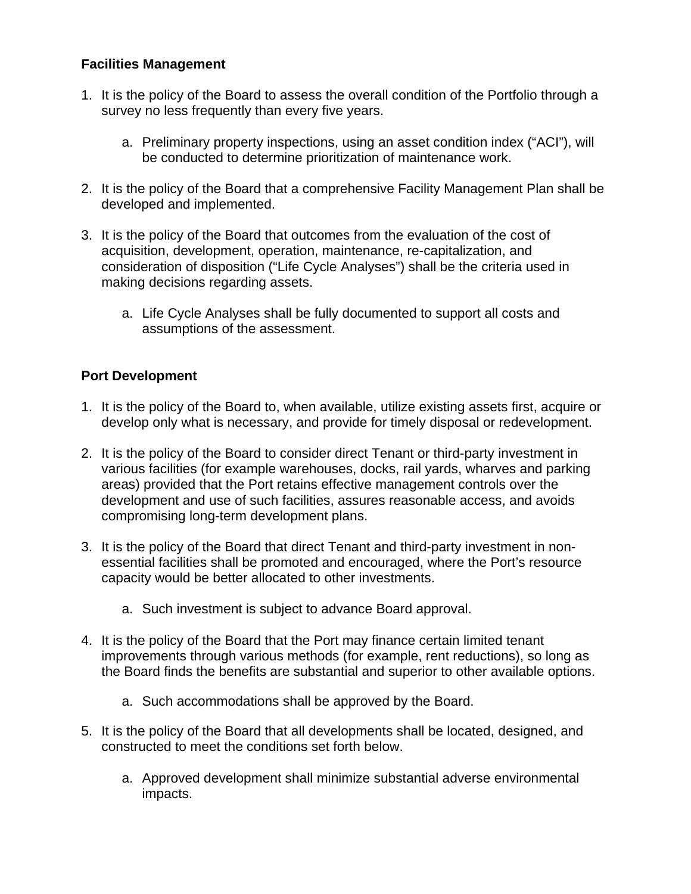**Facilities Management**

1. It is the policy of the Board to assess the overall condition of the Portfolio through a survey no less frequently than every five years.

    a. Preliminary property inspections, using an asset condition index (“ACI”), will be conducted to determine prioritization of maintenance work.

2. It is the policy of the Board that a comprehensive Facility Management Plan shall be developed and implemented.

3. It is the policy of the Board that outcomes from the evaluation of the cost of acquisition, development, operation, maintenance, re-capitalization, and consideration of disposition (“Life Cycle Analyses”) shall be the criteria used in making decisions regarding assets.

    a. Life Cycle Analyses shall be fully documented to support all costs and assumptions of the assessment.

**Port Development**

1. It is the policy of the Board to, when available, utilize existing assets first, acquire or develop only what is necessary, and provide for timely disposal or redevelopment.

2. It is the policy of the Board to consider direct Tenant or third-party investment in various facilities (for example warehouses, docks, rail yards, wharves and parking areas) provided that the Port retains effective management controls over the development and use of such facilities, assures reasonable access, and avoids compromising long-term development plans.

3. It is the policy of the Board that direct Tenant and third-party investment in non-essential facilities shall be promoted and encouraged, where the Port’s resource capacity would be better allocated to other investments.

    a. Such investment is subject to advance Board approval.

4. It is the policy of the Board that the Port may finance certain limited tenant improvements through various methods (for example, rent reductions), so long as the Board finds the benefits are substantial and superior to other available options.

    a. Such accommodations shall be approved by the Board.

5. It is the policy of the Board that all developments shall be located, designed, and constructed to meet the conditions set forth below.

    a. Approved development shall minimize substantial adverse environmental impacts.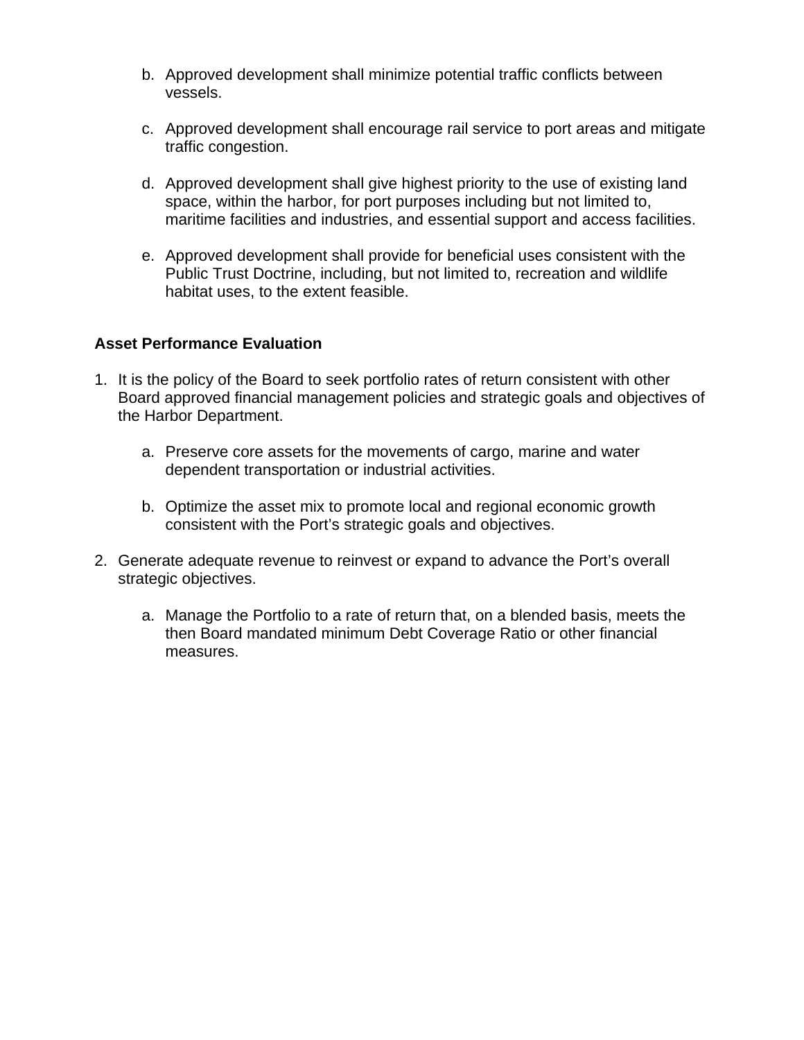b. Approved development shall minimize potential traffic conflicts between vessels.

c. Approved development shall encourage rail service to port areas and mitigate traffic congestion.

d. Approved development shall give highest priority to the use of existing land space, within the harbor, for port purposes including but not limited to, maritime facilities and industries, and essential support and access facilities.

e. Approved development shall provide for beneficial uses consistent with the Public Trust Doctrine, including, but not limited to, recreation and wildlife habitat uses, to the extent feasible.

**Asset Performance Evaluation**

1. It is the policy of the Board to seek portfolio rates of return consistent with other Board approved financial management policies and strategic goals and objectives of the Harbor Department.

   a. Preserve core assets for the movements of cargo, marine and water dependent transportation or industrial activities.

   b. Optimize the asset mix to promote local and regional economic growth consistent with the Port's strategic goals and objectives.

2. Generate adequate revenue to reinvest or expand to advance the Port's overall strategic objectives.

   a. Manage the Portfolio to a rate of return that, on a blended basis, meets the then Board mandated minimum Debt Coverage Ratio or other financial measures.